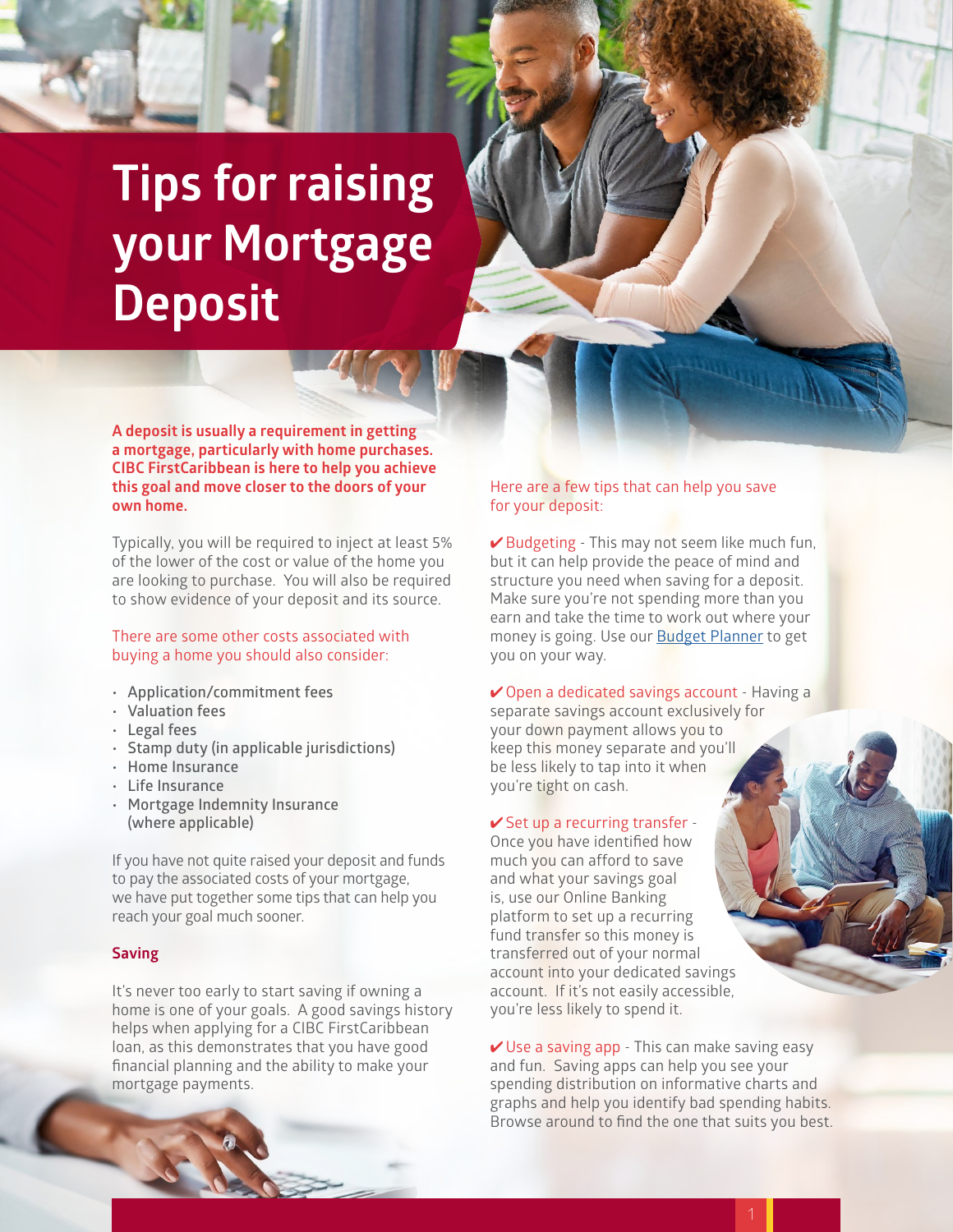# Tips for raising your Mortgage Deposit

**A deposit is usually a requirement in getting a mortgage, particularly with home purchases. CIBC FirstCaribbean is here to help you achieve this goal and move closer to the doors of your own home.**

Typically, you will be required to inject at least 5% of the lower of the cost or value of the home you are looking to purchase. You will also be required to show evidence of your deposit and its source.

There are some other costs associated with buying a home you should also consider:

- Application/commitment fees
- Valuation fees
- Legal fees
- Stamp duty (in applicable jurisdictions)
- Home Insurance
- Life Insurance
- Mortgage Indemnity Insurance (where applicable)

If you have not quite raised your deposit and funds to pay the associated costs of your mortgage, we have put together some tips that can help you reach your goal much sooner.

## Saving

It's never too early to start saving if owning a home is one of your goals. A good savings history helps when applying for a CIBC FirstCaribbean loan, as this demonstrates that you have good financial planning and the ability to make your mortgage payments.

Here are a few tips that can help you save for your deposit:

✔ Budgeting - This may not seem like much fun, but it can help provide the peace of mind and structure you need when saving for a deposit. Make sure you're not spending more than you earn and take the time to work out where your money is going. Use our [Budget Planner] to get you on your way.

✔ Open a dedicated savings account - Having a separate savings account exclusively for your down payment allows you to keep this money separate and you'll be less likely to tap into it when you're tight on cash.

✔ Set up a recurring transfer - Once you have identified how much you can afford to save and what your savings goal is, use our Online Banking platform to set up a recurring fund transfer so this money is transferred out of your normal account into your dedicated savings account. If it's not easily accessible, you're less likely to spend it.

✔ Use a saving app - This can make saving easy and fun. Saving apps can help you see your spending distribution on informative charts and graphs and help you identify bad spending habits. Browse around to find the one that suits you best.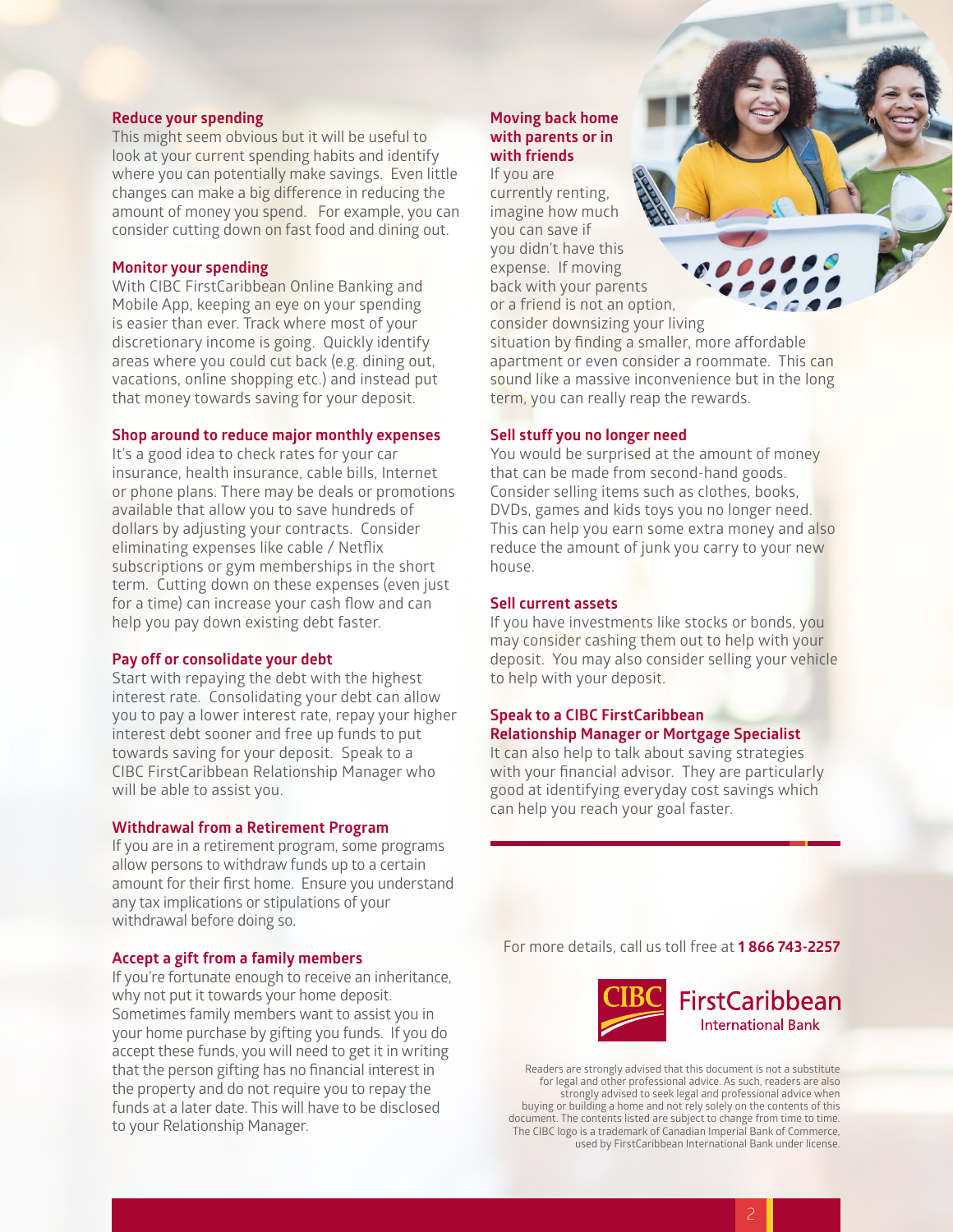### Reduce your spending

This might seem obvious but it will be useful to look at your current spending habits and identify where you can potentially make savings. Even little changes can make a big difference in reducing the amount of money you spend. For example, you can consider cutting down on fast food and dining out.

### Monitor your spending

With CIBC FirstCaribbean Online Banking and Mobile App, keeping an eye on your spending is easier than ever. Track where most of your discretionary income is going. Quickly identify areas where you could cut back (e.g. dining out, vacations, online shopping etc.) and instead put that money towards saving for your deposit.

### Shop around to reduce major monthly expenses

It's a good idea to check rates for your car insurance, health insurance, cable bills, Internet or phone plans. There may be deals or promotions available that allow you to save hundreds of dollars by adjusting your contracts. Consider eliminating expenses like cable / Netflix subscriptions or gym memberships in the short term. Cutting down on these expenses (even just for a time) can increase your cash flow and can help you pay down existing debt faster.

### Pay off or consolidate your debt

Start with repaying the debt with the highest interest rate. Consolidating your debt can allow you to pay a lower interest rate, repay your higher interest debt sooner and free up funds to put towards saving for your deposit. Speak to a CIBC FirstCaribbean Relationship Manager who will be able to assist you.

### Withdrawal from a Retirement Program

If you are in a retirement program, some programs allow persons to withdraw funds up to a certain amount for their first home. Ensure you understand any tax implications or stipulations of your withdrawal before doing so.

### Accept a gift from a family members

If you're fortunate enough to receive an inheritance, why not put it towards your home deposit. Sometimes family members want to assist you in your home purchase by gifting you funds. If you do accept these funds, you will need to get it in writing that the person gifting has no financial interest in the property and do not require you to repay the funds at a later date. This will have to be disclosed to your Relationship Manager.

### Moving back home with parents or in with friends

If you are currently renting, imagine how much you can save if you didn't have this expense. If moving back with your parents or a friend is not an option, consider downsizing your living situation by finding a smaller, more affordable apartment or even consider a roommate. This can sound like a massive inconvenience but in the long term, you can really reap the rewards.

### Sell stuff you no longer need

You would be surprised at the amount of money that can be made from second-hand goods. Consider selling items such as clothes, books, DVDs, games and kids toys you no longer need. This can help you earn some extra money and also reduce the amount of junk you carry to your new house.

### Sell current assets

If you have investments like stocks or bonds, you may consider cashing them out to help with your deposit. You may also consider selling your vehicle to help with your deposit.

### Speak to a CIBC FirstCaribbean Relationship Manager or Mortgage Specialist

It can also help to talk about saving strategies with your financial advisor. They are particularly good at identifying everyday cost savings which can help you reach your goal faster.

For more details, call us toll free at **1 866 743-2257**

CIBC FirstCaribbean International Bank

Readers are strongly advised that this document is not a substitute for legal and other professional advice. As such, readers are also strongly advised to seek legal and professional advice when buying or building a home and not rely solely on the contents of this document. The contents listed are subject to change from time to time. The CIBC logo is a trademark of Canadian Imperial Bank of Commerce, used by FirstCaribbean International Bank under license.